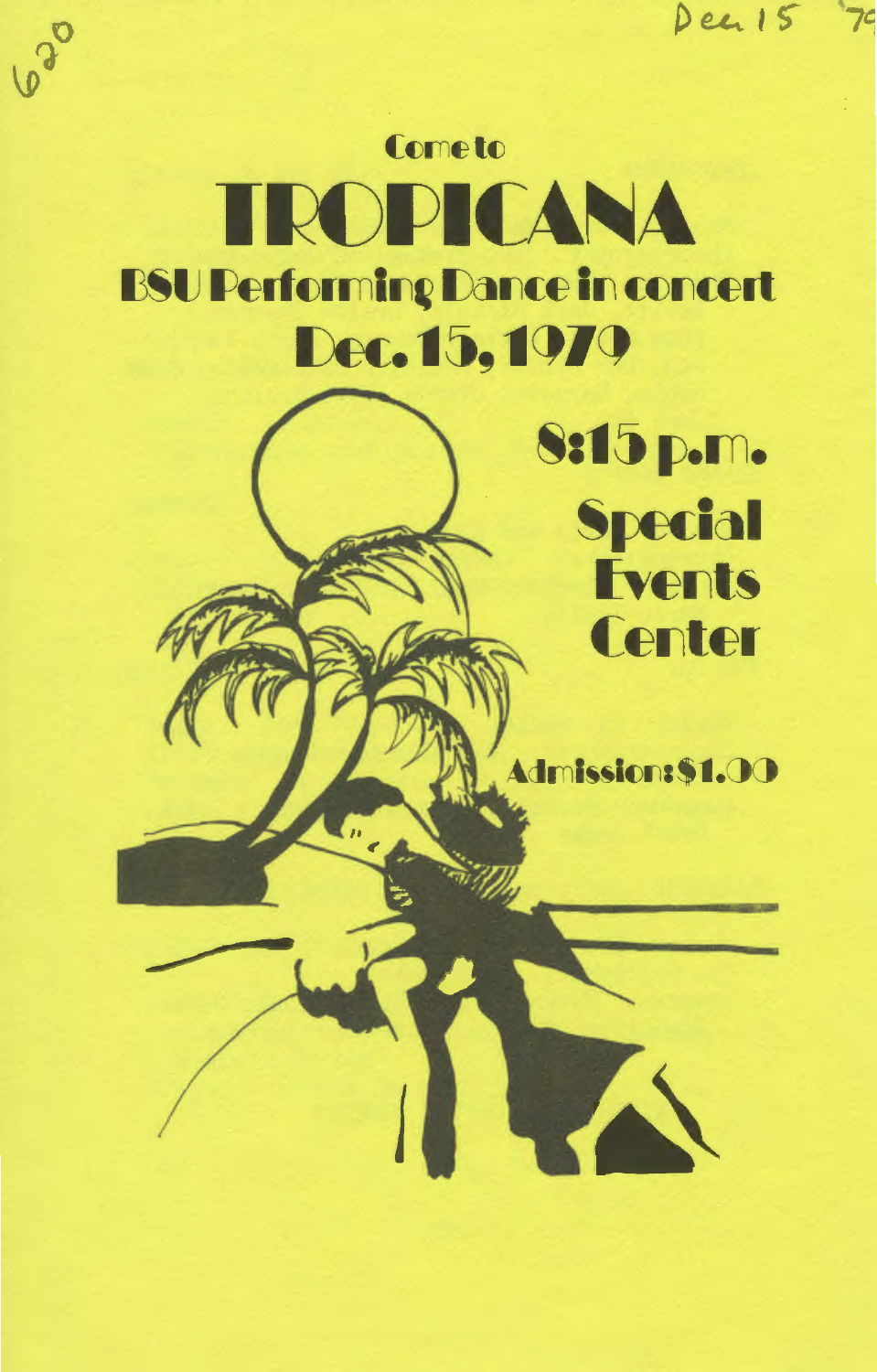620

Dec 15 '79

Come to

# TROPICANA

## BSU Performing Dance in concert

## Dec. 15, 1979

**8:15 p.m.**

**Special Events Center**

**Admission: $1.00**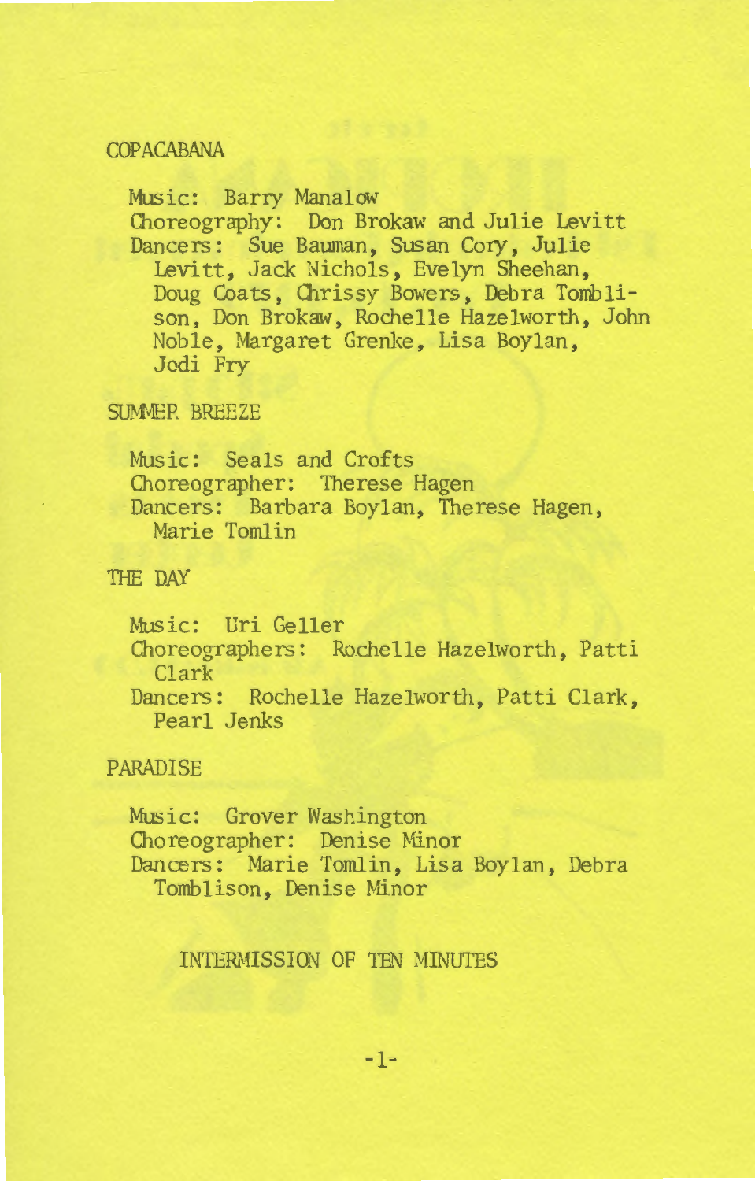## COPACABANA

Music: Barry Manalow
Choreography: Don Brokaw and Julie Levitt
Dancers: Sue Bauman, Susan Cory, Julie Levitt, Jack Nichols, Evelyn Sheehan, Doug Coats, Chrissy Bowers, Debra Tomblison, Don Brokaw, Rochelle Hazelworth, John Noble, Margaret Grenke, Lisa Boylan, Jodi Fry

## SUMMER BREEZE

Music: Seals and Crofts
Choreographer: Therese Hagen
Dancers: Barbara Boylan, Therese Hagen, Marie Tomlin

## THE DAY

Music: Uri Geller
Choreographers: Rochelle Hazelworth, Patti Clark
Dancers: Rochelle Hazelworth, Patti Clark, Pearl Jenks

## PARADISE

Music: Grover Washington
Choreographer: Denise Minor
Dancers: Marie Tomlin, Lisa Boylan, Debra Tomblison, Denise Minor

INTERMISSION OF TEN MINUTES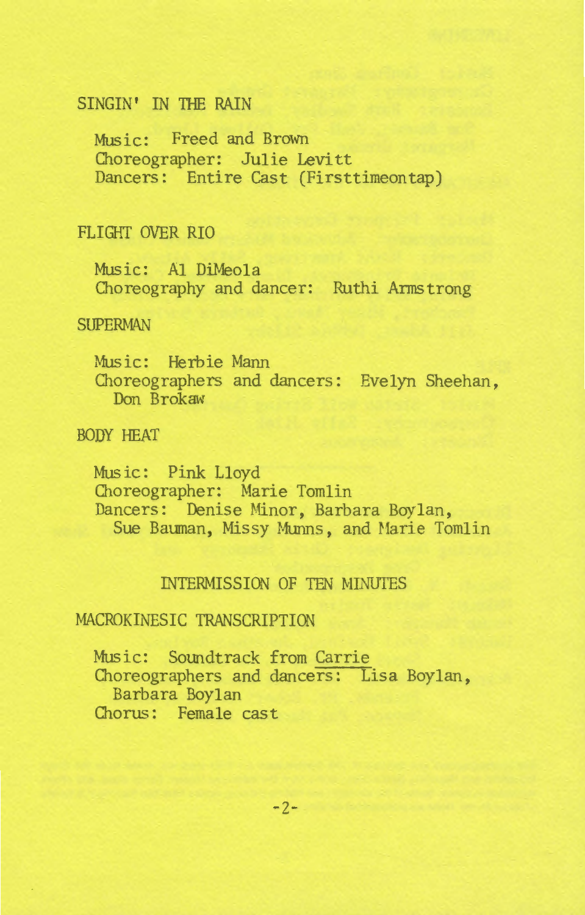## SINGIN' IN THE RAIN

Music: Freed and Brown
Choreographer: Julie Levitt
Dancers: Entire Cast (Firsttimeontap)

## FLIGHT OVER RIO

Music: Al DiMeola
Choreography and dancer: Ruthi Armstrong

## SUPERMAN

Music: Herbie Mann
Choreographers and dancers: Evelyn Sheehan, Don Brokaw

## BODY HEAT

Music: Pink Lloyd
Choreographer: Marie Tomlin
Dancers: Denise Minor, Barbara Boylan, Sue Bauman, Missy Munns, and Marie Tomlin

### INTERMISSION OF TEN MINUTES

## MACROKINESIC TRANSCRIPTION

Music: Soundtrack from Carrie
Choreographers and dancers: Lisa Boylan, Barbara Boylan
Chorus: Female cast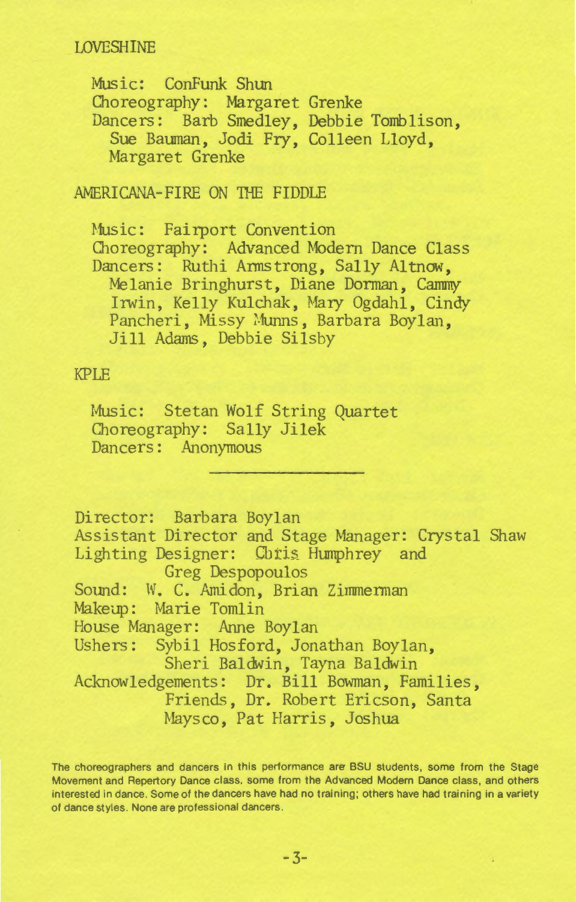## LOVESHINE

Music: ConFunk Shun
Choreography: Margaret Grenke
Dancers: Barb Smedley, Debbie Tomblison, Sue Bauman, Jodi Fry, Colleen Lloyd, Margaret Grenke

## AMERICANA-FIRE ON THE FIDDLE

Music: Fairport Convention
Choreography: Advanced Modern Dance Class
Dancers: Ruthi Armstrong, Sally Altnow, Melanie Bringhurst, Diane Dorman, Cammy Irwin, Kelly Kulchak, Mary Ogdahl, Cindy Pancheri, Missy Munns, Barbara Boylan, Jill Adams, Debbie Silsby

## KPLE

Music: Stetan Wolf String Quartet
Choreography: Sally Jilek
Dancers: Anonymous

---

Director: Barbara Boylan
Assistant Director and Stage Manager: Crystal Shaw
Lighting Designer: Chris Humphrey and Greg Despopoulos
Sound: W. C. Amidon, Brian Zimmerman
Makeup: Marie Tomlin
House Manager: Anne Boylan
Ushers: Sybil Hosford, Jonathan Boylan, Sheri Baldwin, Tayna Baldwin
Acknowledgements: Dr. Bill Bowman, Families, Friends, Dr. Robert Ericson, Santa Maysco, Pat Harris, Joshua

The choreographers and dancers in this performance are BSU students, some from the Stage Movement and Repertory Dance class, some from the Advanced Modern Dance class, and others interested in dance. Some of the dancers have had no training; others have had training in a variety of dance styles. None are professional dancers.